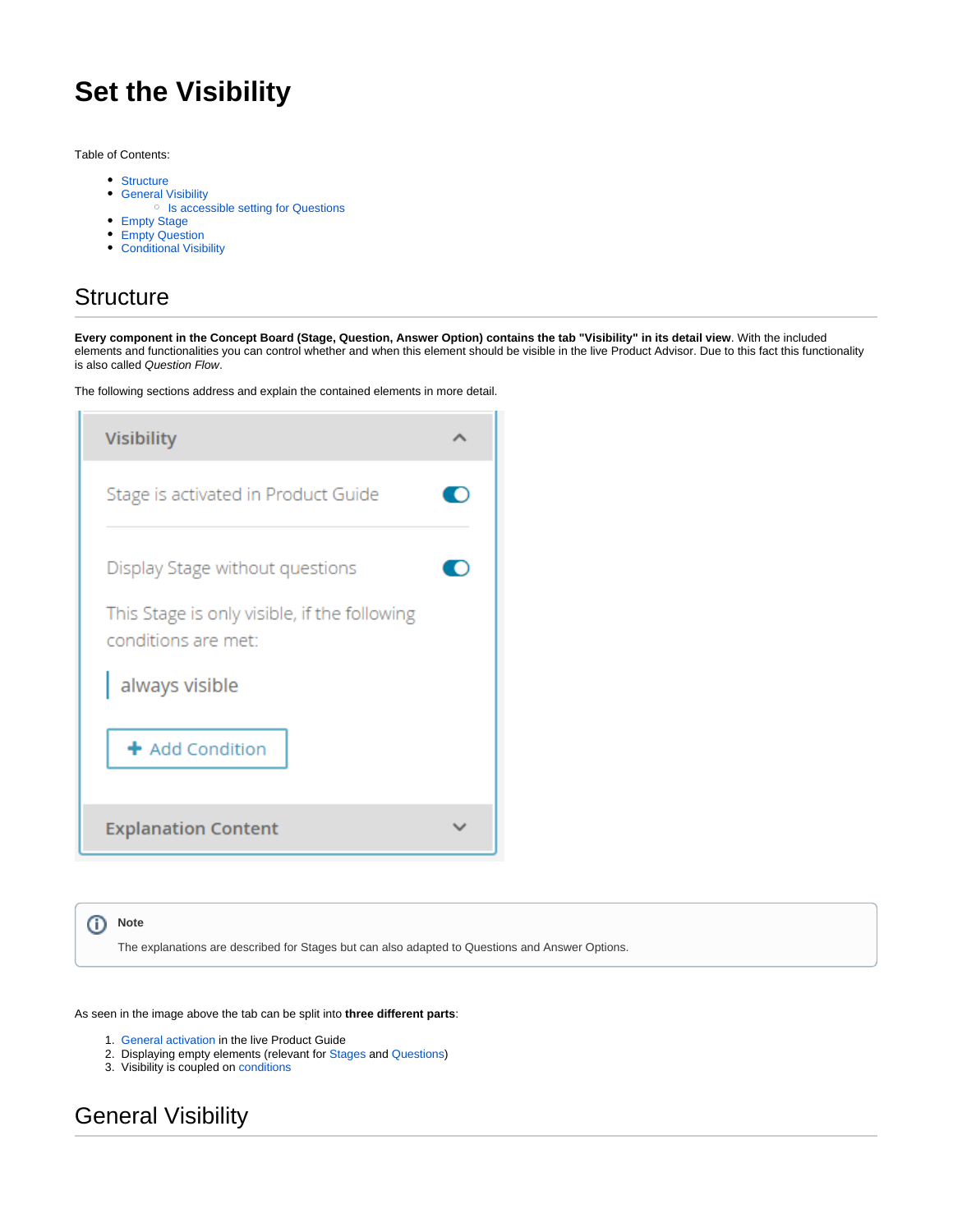# Set the Visibility

Table of Contents:

- Structure
- General Visibility
  - Is accessible setting for Questions
- Empty Stage
- Empty Question
- Conditional Visibility

## Structure

**Every component in the Concept Board (Stage, Question, Answer Option) contains the tab "Visibility" in its detail view**. With the included elements and functionalities you can control whether and when this element should be visible in the live Product Advisor. Due to this fact this functionality is also called *Question Flow*.

The following sections address and explain the contained elements in more detail.

> **Note**
>
> The explanations are described for Stages but can also adapted to Questions and Answer Options.

As seen in the image above the tab can be split into **three different parts**:

1. General activation in the live Product Guide
2. Displaying empty elements (relevant for Stages and Questions)
3. Visibility is coupled on conditions

## General Visibility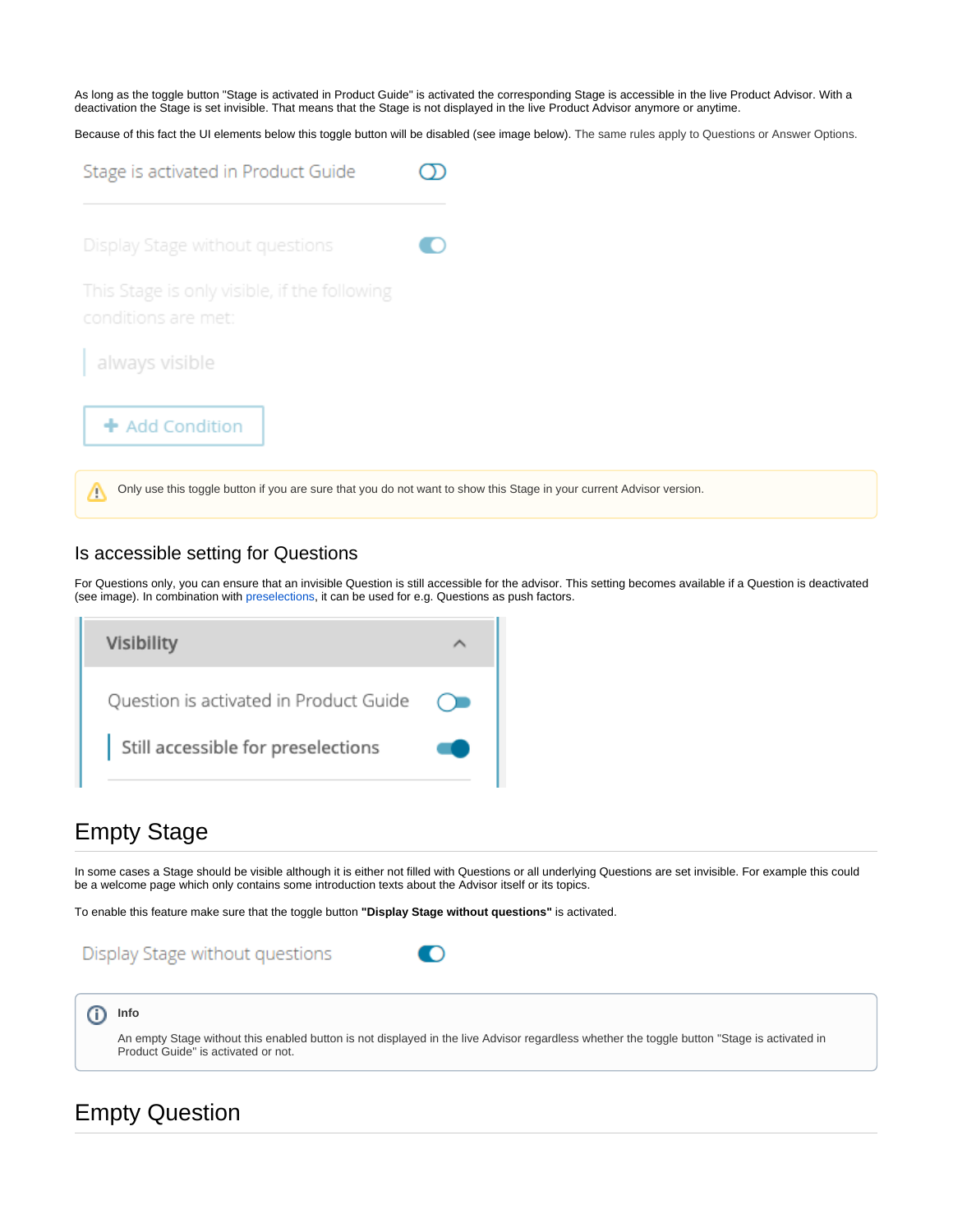As long as the toggle button "Stage is activated in Product Guide" is activated the corresponding Stage is accessible in the live Product Advisor. With a deactivation the Stage is set invisible. That means that the Stage is not displayed in the live Product Advisor anymore or anytime.

Because of this fact the UI elements below this toggle button will be disabled (see image below). The same rules apply to Questions or Answer Options.

Stage is activated in Product Guide

Display Stage without questions

This Stage is only visible, if the following conditions are met:

always visible

+ Add Condition

> ⚠ Only use this toggle button if you are sure that you do not want to show this Stage in your current Advisor version.

## Is accessible setting for Questions

For Questions only, you can ensure that an invisible Question is still accessible for the advisor. This setting becomes available if a Question is deactivated (see image). In combination with preselections, it can be used for e.g. Questions as push factors.

Visibility

Question is activated in Product Guide

Still accessible for preselections

# Empty Stage

In some cases a Stage should be visible although it is either not filled with Questions or all underlying Questions are set invisible. For example this could be a welcome page which only contains some introduction texts about the Advisor itself or its topics.

To enable this feature make sure that the toggle button **"Display Stage without questions"** is activated.

Display Stage without questions

> **Info**
>
> An empty Stage without this enabled button is not displayed in the live Advisor regardless whether the toggle button "Stage is activated in Product Guide" is activated or not.

# Empty Question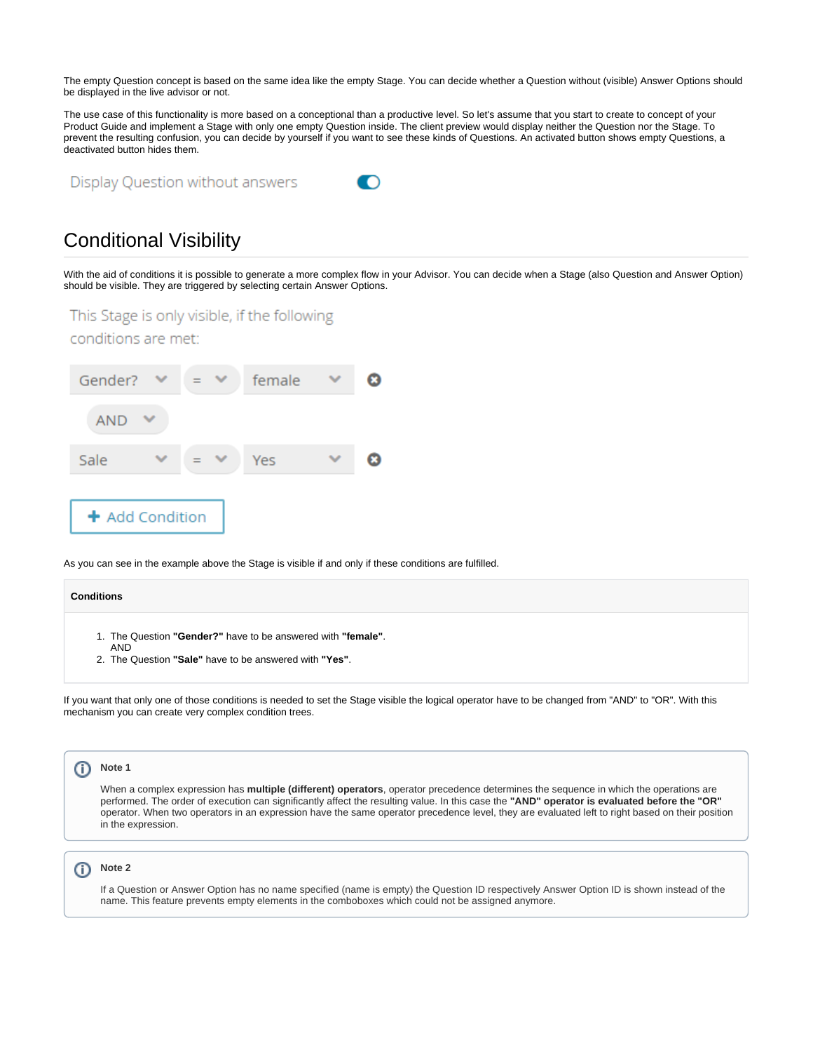The empty Question concept is based on the same idea like the empty Stage. You can decide whether a Question without (visible) Answer Options should be displayed in the live advisor or not.

The use case of this functionality is more based on a conceptional than a productive level. So let's assume that you start to create to concept of your Product Guide and implement a Stage with only one empty Question inside. The client preview would display neither the Question nor the Stage. To prevent the resulting confusion, you can decide by yourself if you want to see these kinds of Questions. An activated button shows empty Questions, a deactivated button hides them.

Display Question without answers

## Conditional Visibility

With the aid of conditions it is possible to generate a more complex flow in your Advisor. You can decide when a Stage (also Question and Answer Option) should be visible. They are triggered by selecting certain Answer Options.

This Stage is only visible, if the following conditions are met:

Gender? = female

AND

Sale = Yes

+ Add Condition

As you can see in the example above the Stage is visible if and only if these conditions are fulfilled.

**Conditions**

1. The Question **"Gender?"** have to be answered with **"female"**.
   AND
2. The Question **"Sale"** have to be answered with **"Yes"**.

If you want that only one of those conditions is needed to set the Stage visible the logical operator have to be changed from "AND" to "OR". With this mechanism you can create very complex condition trees.

**Note 1**

When a complex expression has **multiple (different) operators**, operator precedence determines the sequence in which the operations are performed. The order of execution can significantly affect the resulting value. In this case the **"AND" operator is evaluated before the "OR"** operator. When two operators in an expression have the same operator precedence level, they are evaluated left to right based on their position in the expression.

**Note 2**

If a Question or Answer Option has no name specified (name is empty) the Question ID respectively Answer Option ID is shown instead of the name. This feature prevents empty elements in the comboboxes which could not be assigned anymore.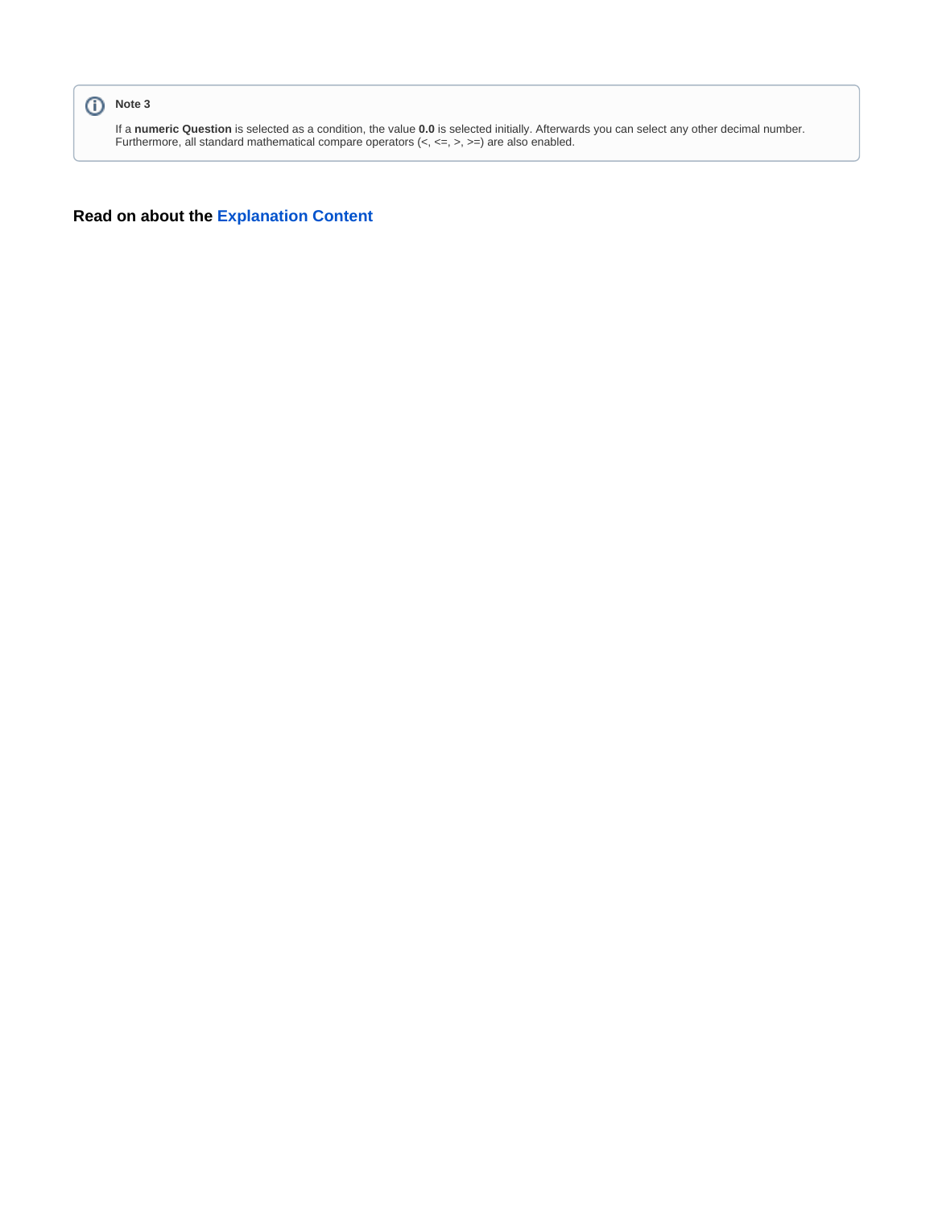> **Note 3**
>
> If a **numeric Question** is selected as a condition, the value **0.0** is selected initially. Afterwards you can select any other decimal number. Furthermore, all standard mathematical compare operators (<, <=, >, >=) are also enabled.

### Read on about the Explanation Content